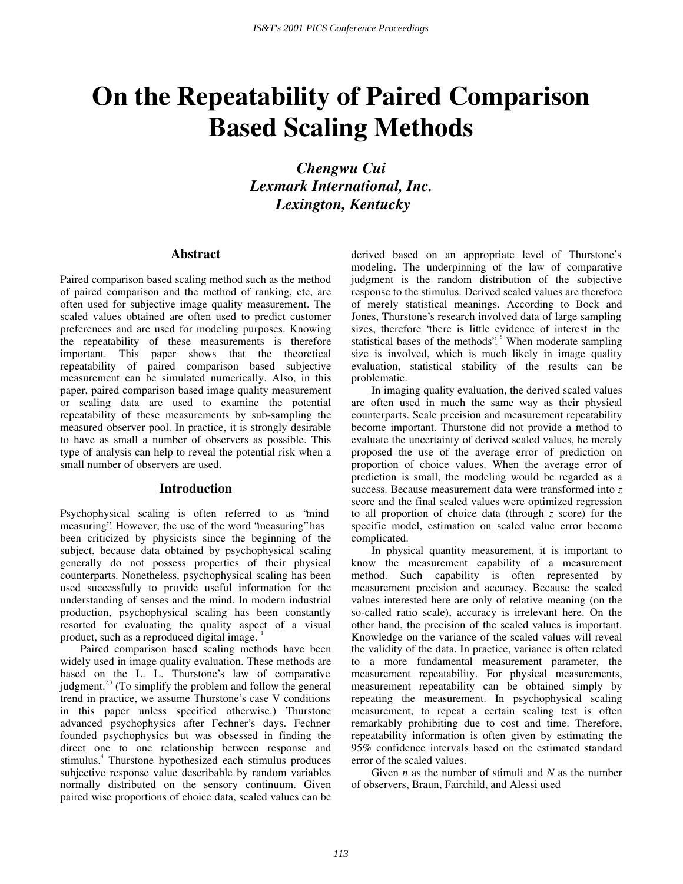# On the Repeatability of Paired Comparison Based Scaling Methods

***Chengwu Cui***
***Lexmark International, Inc.***
***Lexington, Kentucky***

## Abstract

Paired comparison based scaling method such as the method of paired comparison and the method of ranking, etc, are often used for subjective image quality measurement. The scaled values obtained are often used to predict customer preferences and are used for modeling purposes. Knowing the repeatability of these measurements is therefore important. This paper shows that the theoretical repeatability of paired comparison based subjective measurement can be simulated numerically. Also, in this paper, paired comparison based image quality measurement or scaling data are used to examine the potential repeatability of these measurements by sub-sampling the measured observer pool. In practice, it is strongly desirable to have as small a number of observers as possible. This type of analysis can help to reveal the potential risk when a small number of observers are used.

## Introduction

Psychophysical scaling is often referred to as "mind measuring". However, the use of the word "measuring" has been criticized by physicists since the beginning of the subject, because data obtained by psychophysical scaling generally do not possess properties of their physical counterparts. Nonetheless, psychophysical scaling has been used successfully to provide useful information for the understanding of senses and the mind. In modern industrial production, psychophysical scaling has been constantly resorted for evaluating the quality aspect of a visual product, such as a reproduced digital image. [1]

Paired comparison based scaling methods have been widely used in image quality evaluation. These methods are based on the L. L. Thurstone's law of comparative judgment.[2,3] (To simplify the problem and follow the general trend in practice, we assume Thurstone's case V conditions in this paper unless specified otherwise.) Thurstone advanced psychophysics after Fechner's days. Fechner founded psychophysics but was obsessed in finding the direct one to one relationship between response and stimulus.[4] Thurstone hypothesized each stimulus produces subjective response value describable by random variables normally distributed on the sensory continuum. Given paired wise proportions of choice data, scaled values can be derived based on an appropriate level of Thurstone's modeling. The underpinning of the law of comparative judgment is the random distribution of the subjective response to the stimulus. Derived scaled values are therefore of merely statistical meanings. According to Bock and Jones, Thurstone's research involved data of large sampling sizes, therefore "there is little evidence of interest in the statistical bases of the methods".[5] When moderate sampling size is involved, which is much likely in image quality evaluation, statistical stability of the results can be problematic.

In imaging quality evaluation, the derived scaled values are often used in much the same way as their physical counterparts. Scale precision and measurement repeatability become important. Thurstone did not provide a method to evaluate the uncertainty of derived scaled values, he merely proposed the use of the average error of prediction on proportion of choice values. When the average error of prediction is small, the modeling would be regarded as a success. Because measurement data were transformed into $z$ score and the final scaled values were optimized regression to all proportion of choice data (through $z$ score) for the specific model, estimation on scaled value error become complicated.

In physical quantity measurement, it is important to know the measurement capability of a measurement method. Such capability is often represented by measurement precision and accuracy. Because the scaled values interested here are only of relative meaning (on the so-called ratio scale), accuracy is irrelevant here. On the other hand, the precision of the scaled values is important. Knowledge on the variance of the scaled values will reveal the validity of the data. In practice, variance is often related to a more fundamental measurement parameter, the measurement repeatability. For physical measurements, measurement repeatability can be obtained simply by repeating the measurement. In psychophysical scaling measurement, to repeat a certain scaling test is often remarkably prohibiting due to cost and time. Therefore, repeatability information is often given by estimating the 95% confidence intervals based on the estimated standard error of the scaled values.

Given $n$ as the number of stimuli and $N$ as the number of observers, Braun, Fairchild, and Alessi used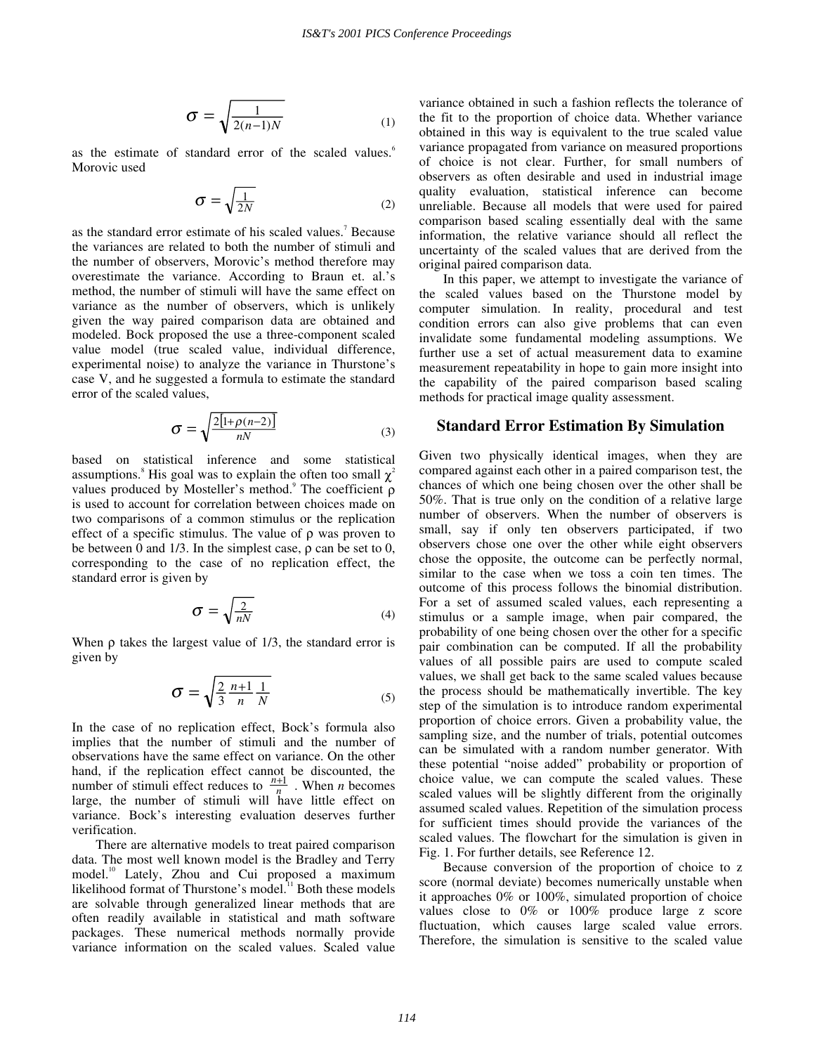$$\sigma = \sqrt{\frac{1}{2(n-1)N}} \tag{1}$$

as the estimate of standard error of the scaled values.[6] Morovic used

$$\sigma = \sqrt{\frac{1}{2N}} \tag{2}$$

as the standard error estimate of his scaled values.[7] Because the variances are related to both the number of stimuli and the number of observers, Morovic's method therefore may overestimate the variance. According to Braun et. al.'s method, the number of stimuli will have the same effect on variance as the number of observers, which is unlikely given the way paired comparison data are obtained and modeled. Bock proposed the use a three-component scaled value model (true scaled value, individual difference, experimental noise) to analyze the variance in Thurstone's case V, and he suggested a formula to estimate the standard error of the scaled values,

$$\sigma = \sqrt{\frac{2[1+\rho(n-2)]}{nN}} \tag{3}$$

based on statistical inference and some statistical assumptions.[8] His goal was to explain the often too small $\chi^2$ values produced by Mosteller's method.[9] The coefficient $\rho$ is used to account for correlation between choices made on two comparisons of a common stimulus or the replication effect of a specific stimulus. The value of $\rho$ was proven to be between 0 and 1/3. In the simplest case, $\rho$ can be set to 0, corresponding to the case of no replication effect, the standard error is given by

$$\sigma = \sqrt{\frac{2}{nN}} \tag{4}$$

When $\rho$ takes the largest value of 1/3, the standard error is given by

$$\sigma = \sqrt{\frac{2}{3}\frac{n+1}{n}\frac{1}{N}} \tag{5}$$

In the case of no replication effect, Bock's formula also implies that the number of stimuli and the number of observations have the same effect on variance. On the other hand, if the replication effect cannot be discounted, the number of stimuli effect reduces to $\frac{n+1}{n}$ . When $n$ becomes large, the number of stimuli will have little effect on variance. Bock's interesting evaluation deserves further verification.

There are alternative models to treat paired comparison data. The most well known model is the Bradley and Terry model.[10] Lately, Zhou and Cui proposed a maximum likelihood format of Thurstone's model.[11] Both these models are solvable through generalized linear methods that are often readily available in statistical and math software packages. These numerical methods normally provide variance information on the scaled values. Scaled value variance obtained in such a fashion reflects the tolerance of the fit to the proportion of choice data. Whether variance obtained in this way is equivalent to the true scaled value variance propagated from variance on measured proportions of choice is not clear. Further, for small numbers of observers as often desirable and used in industrial image quality evaluation, statistical inference can become unreliable. Because all models that were used for paired comparison based scaling essentially deal with the same information, the relative variance should all reflect the uncertainty of the scaled values that are derived from the original paired comparison data.

In this paper, we attempt to investigate the variance of the scaled values based on the Thurstone model by computer simulation. In reality, procedural and test condition errors can also give problems that can even invalidate some fundamental modeling assumptions. We further use a set of actual measurement data to examine measurement repeatability in hope to gain more insight into the capability of the paired comparison based scaling methods for practical image quality assessment.

## Standard Error Estimation By Simulation

Given two physically identical images, when they are compared against each other in a paired comparison test, the chances of which one being chosen over the other shall be 50%. That is true only on the condition of a relative large number of observers. When the number of observers is small, say if only ten observers participated, if two observers chose one over the other while eight observers chose the opposite, the outcome can be perfectly normal, similar to the case when we toss a coin ten times. The outcome of this process follows the binomial distribution. For a set of assumed scaled values, each representing a stimulus or a sample image, when pair compared, the probability of one being chosen over the other for a specific pair combination can be computed. If all the probability values of all possible pairs are used to compute scaled values, we shall get back to the same scaled values because the process should be mathematically invertible. The key step of the simulation is to introduce random experimental proportion of choice errors. Given a probability value, the sampling size, and the number of trials, potential outcomes can be simulated with a random number generator. With these potential "noise added" probability or proportion of choice value, we can compute the scaled values. These scaled values will be slightly different from the originally assumed scaled values. Repetition of the simulation process for sufficient times should provide the variances of the scaled values. The flowchart for the simulation is given in Fig. 1. For further details, see Reference 12.

Because conversion of the proportion of choice to z score (normal deviate) becomes numerically unstable when it approaches 0% or 100%, simulated proportion of choice values close to 0% or 100% produce large z score fluctuation, which causes large scaled value errors. Therefore, the simulation is sensitive to the scaled value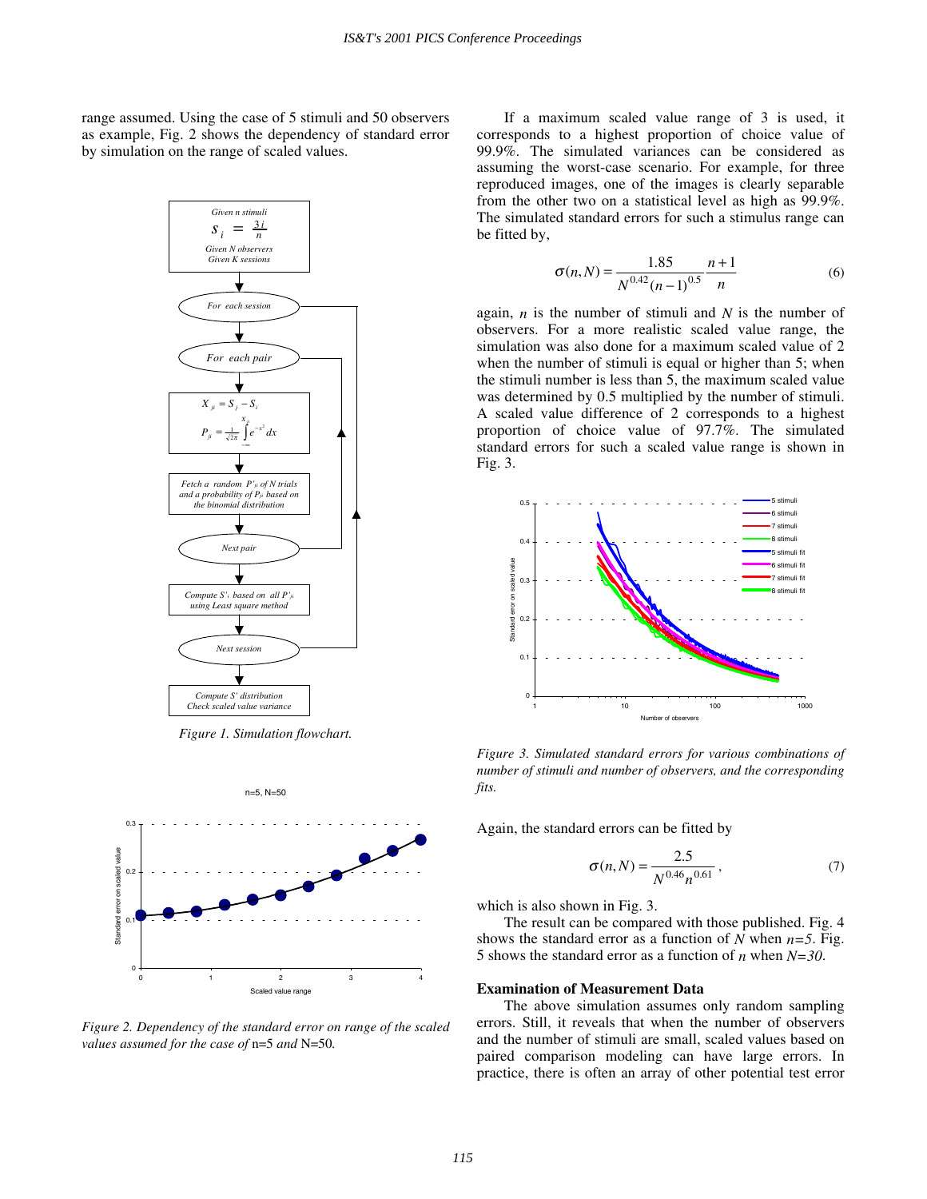range assumed. Using the case of 5 stimuli and 50 observers as example, Fig. 2 shows the dependency of standard error by simulation on the range of scaled values.

*Figure 1. Simulation flowchart.*

*Figure 2. Dependency of the standard error on range of the scaled values assumed for the case of* n=5 *and* N=50*.*

If a maximum scaled value range of 3 is used, it corresponds to a highest proportion of choice value of 99.9%. The simulated variances can be considered as assuming the worst-case scenario. For example, for three reproduced images, one of the images is clearly separable from the other two on a statistical level as high as 99.9%. The simulated standard errors for such a stimulus range can be fitted by,

$$\sigma(n, N) = \frac{1.85}{N^{0.42}(n-1)^{0.5}} \frac{n+1}{n} \tag{6}$$

again, $n$ is the number of stimuli and $N$ is the number of observers. For a more realistic scaled value range, the simulation was also done for a maximum scaled value of 2 when the number of stimuli is equal or higher than 5; when the stimuli number is less than 5, the maximum scaled value was determined by 0.5 multiplied by the number of stimuli. A scaled value difference of 2 corresponds to a highest proportion of choice value of 97.7%. The simulated standard errors for such a scaled value range is shown in Fig. 3.

*Figure 3. Simulated standard errors for various combinations of number of stimuli and number of observers, and the corresponding fits.*

Again, the standard errors can be fitted by

$$\sigma(n, N) = \frac{2.5}{N^{0.46} n^{0.61}}, \tag{7}$$

which is also shown in Fig. 3.

The result can be compared with those published. Fig. 4 shows the standard error as a function of $N$ when $n=5$. Fig. 5 shows the standard error as a function of $n$ when $N=30$.

### Examination of Measurement Data

The above simulation assumes only random sampling errors. Still, it reveals that when the number of observers and the number of stimuli are small, scaled values based on paired comparison modeling can have large errors. In practice, there is often an array of other potential test error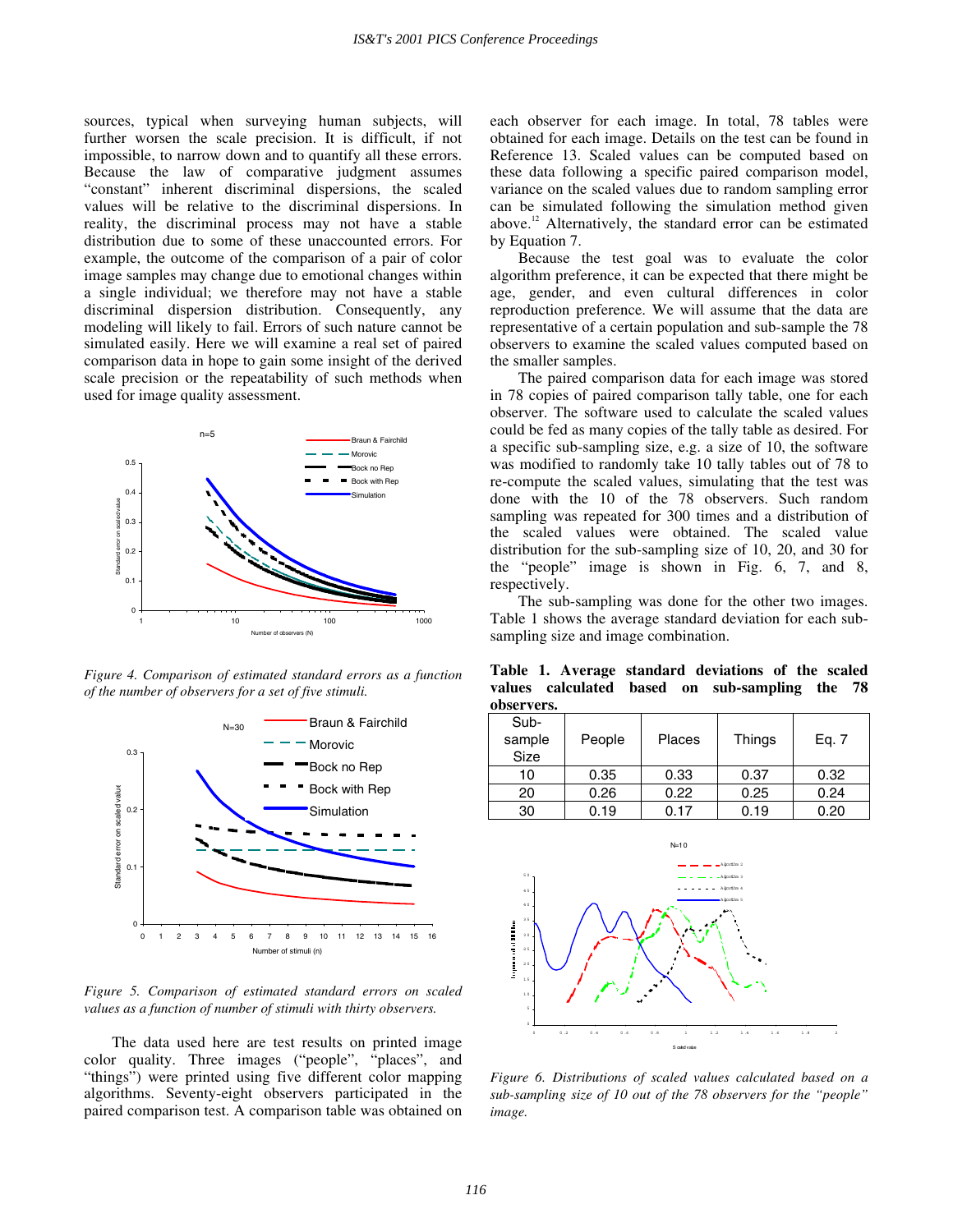sources, typical when surveying human subjects, will further worsen the scale precision. It is difficult, if not impossible, to narrow down and to quantify all these errors. Because the law of comparative judgment assumes "constant" inherent discriminal dispersions, the scaled values will be relative to the discriminal dispersions. In reality, the discriminal process may not have a stable distribution due to some of these unaccounted errors. For example, the outcome of the comparison of a pair of color image samples may change due to emotional changes within a single individual; we therefore may not have a stable discriminal dispersion distribution. Consequently, any modeling will likely to fail. Errors of such nature cannot be simulated easily. Here we will examine a real set of paired comparison data in hope to gain some insight of the derived scale precision or the repeatability of such methods when used for image quality assessment.

*Figure 4. Comparison of estimated standard errors as a function of the number of observers for a set of five stimuli.*

*Figure 5. Comparison of estimated standard errors on scaled values as a function of number of stimuli with thirty observers.*

The data used here are test results on printed image color quality. Three images ("people", "places", and "things") were printed using five different color mapping algorithms. Seventy-eight observers participated in the paired comparison test. A comparison table was obtained on each observer for each image. In total, 78 tables were obtained for each image. Details on the test can be found in Reference 13. Scaled values can be computed based on these data following a specific paired comparison model, variance on the scaled values due to random sampling error can be simulated following the simulation method given above.[12] Alternatively, the standard error can be estimated by Equation 7.

Because the test goal was to evaluate the color algorithm preference, it can be expected that there might be age, gender, and even cultural differences in color reproduction preference. We will assume that the data are representative of a certain population and sub-sample the 78 observers to examine the scaled values computed based on the smaller samples.

The paired comparison data for each image was stored in 78 copies of paired comparison tally table, one for each observer. The software used to calculate the scaled values could be fed as many copies of the tally table as desired. For a specific sub-sampling size, e.g. a size of 10, the software was modified to randomly take 10 tally tables out of 78 to re-compute the scaled values, simulating that the test was done with the 10 of the 78 observers. Such random sampling was repeated for 300 times and a distribution of the scaled values were obtained. The scaled value distribution for the sub-sampling size of 10, 20, and 30 for the "people" image is shown in Fig. 6, 7, and 8, respectively.

The sub-sampling was done for the other two images. Table 1 shows the average standard deviation for each sub-sampling size and image combination.

**Table 1. Average standard deviations of the scaled values calculated based on sub-sampling the 78 observers.**

| Sub-sample Size | People | Places | Things | Eq. 7 |
|---|---|---|---|---|
| 10 | 0.35 | 0.33 | 0.37 | 0.32 |
| 20 | 0.26 | 0.22 | 0.25 | 0.24 |
| 30 | 0.19 | 0.17 | 0.19 | 0.20 |

*Figure 6. Distributions of scaled values calculated based on a sub-sampling size of 10 out of the 78 observers for the "people" image.*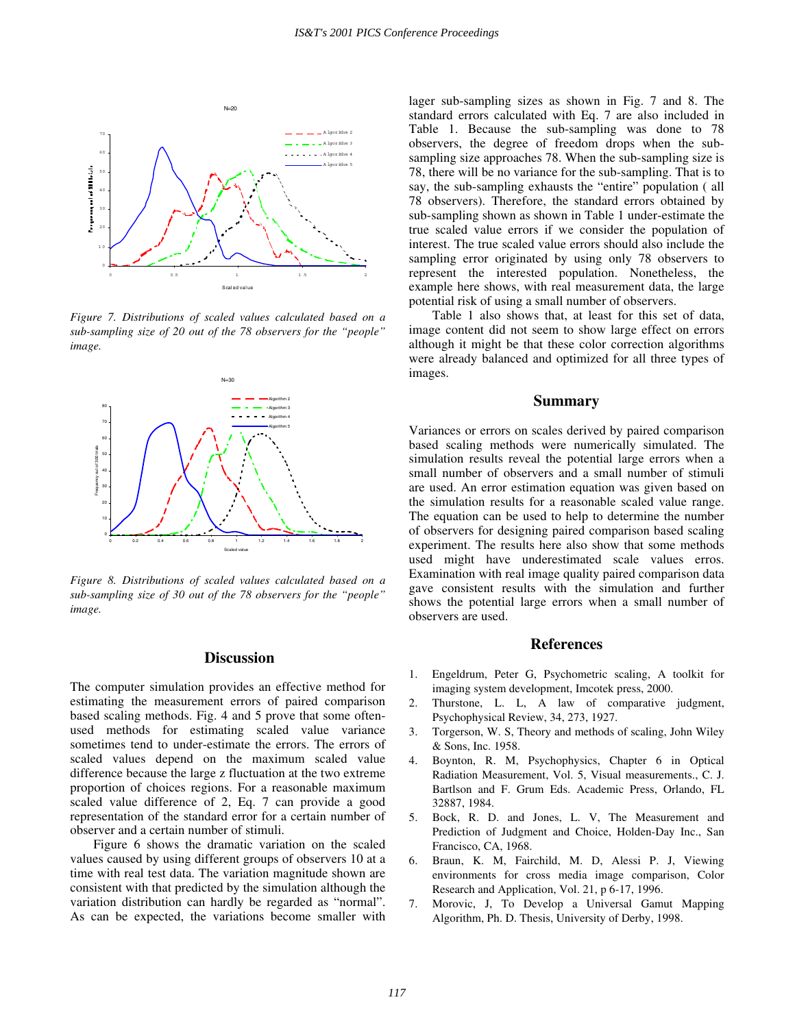*Figure 7. Distributions of scaled values calculated based on a sub-sampling size of 20 out of the 78 observers for the "people" image.*

*Figure 8. Distributions of scaled values calculated based on a sub-sampling size of 30 out of the 78 observers for the "people" image.*

## Discussion

The computer simulation provides an effective method for estimating the measurement errors of paired comparison based scaling methods. Fig. 4 and 5 prove that some often-used methods for estimating scaled value variance sometimes tend to under-estimate the errors. The errors of scaled values depend on the maximum scaled value difference because the large z fluctuation at the two extreme proportion of choices regions. For a reasonable maximum scaled value difference of 2, Eq. 7 can provide a good representation of the standard error for a certain number of observer and a certain number of stimuli.

Figure 6 shows the dramatic variation on the scaled values caused by using different groups of observers 10 at a time with real test data. The variation magnitude shown are consistent with that predicted by the simulation although the variation distribution can hardly be regarded as "normal". As can be expected, the variations become smaller with lager sub-sampling sizes as shown in Fig. 7 and 8. The standard errors calculated with Eq. 7 are also included in Table 1. Because the sub-sampling was done to 78 observers, the degree of freedom drops when the sub-sampling size approaches 78. When the sub-sampling size is 78, there will be no variance for the sub-sampling. That is to say, the sub-sampling exhausts the "entire" population ( all 78 observers). Therefore, the standard errors obtained by sub-sampling shown as shown in Table 1 under-estimate the true scaled value errors if we consider the population of interest. The true scaled value errors should also include the sampling error originated by using only 78 observers to represent the interested population. Nonetheless, the example here shows, with real measurement data, the large potential risk of using a small number of observers.

Table 1 also shows that, at least for this set of data, image content did not seem to show large effect on errors although it might be that these color correction algorithms were already balanced and optimized for all three types of images.

## Summary

Variances or errors on scales derived by paired comparison based scaling methods were numerically simulated. The simulation results reveal the potential large errors when a small number of observers and a small number of stimuli are used. An error estimation equation was given based on the simulation results for a reasonable scaled value range. The equation can be used to help to determine the number of observers for designing paired comparison based scaling experiment. The results here also show that some methods used might have underestimated scale values erros. Examination with real image quality paired comparison data gave consistent results with the simulation and further shows the potential large errors when a small number of observers are used.

## References

1. Engeldrum, Peter G, Psychometric scaling, A toolkit for imaging system development, Imcotek press, 2000.
2. Thurstone, L. L, A law of comparative judgment, Psychophysical Review, 34, 273, 1927.
3. Torgerson, W. S, Theory and methods of scaling, John Wiley & Sons, Inc. 1958.
4. Boynton, R. M, Psychophysics, Chapter 6 in Optical Radiation Measurement, Vol. 5, Visual measurements., C. J. Bartlson and F. Grum Eds. Academic Press, Orlando, FL 32887, 1984.
5. Bock, R. D. and Jones, L. V, The Measurement and Prediction of Judgment and Choice, Holden-Day Inc., San Francisco, CA, 1968.
6. Braun, K. M, Fairchild, M. D, Alessi P. J, Viewing environments for cross media image comparison, Color Research and Application, Vol. 21, p 6-17, 1996.
7. Morovic, J, To Develop a Universal Gamut Mapping Algorithm, Ph. D. Thesis, University of Derby, 1998.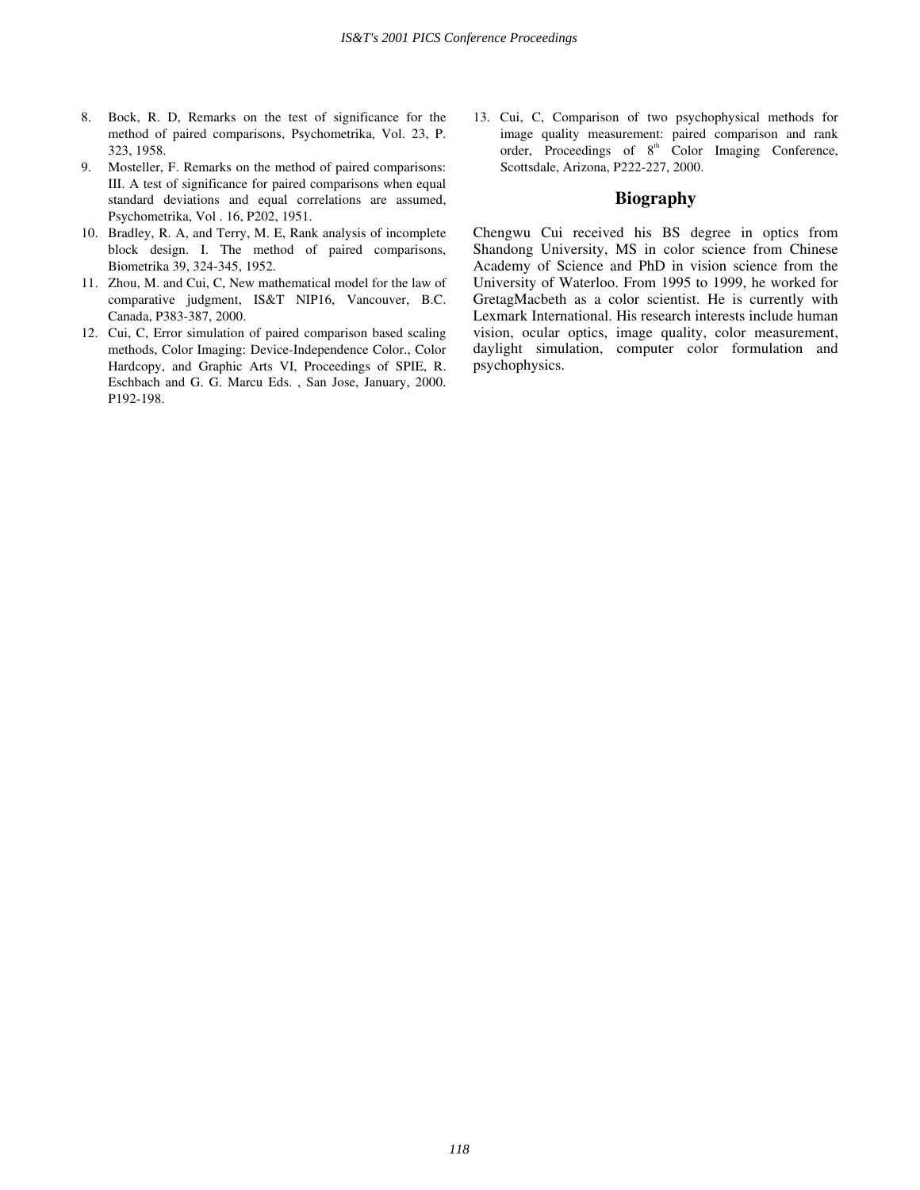8. Bock, R. D, Remarks on the test of significance for the method of paired comparisons, Psychometrika, Vol. 23, P. 323, 1958.
9. Mosteller, F. Remarks on the method of paired comparisons: III. A test of significance for paired comparisons when equal standard deviations and equal correlations are assumed, Psychometrika, Vol . 16, P202, 1951.
10. Bradley, R. A, and Terry, M. E, Rank analysis of incomplete block design. I. The method of paired comparisons, Biometrika 39, 324-345, 1952.
11. Zhou, M. and Cui, C, New mathematical model for the law of comparative judgment, IS&T NIP16, Vancouver, B.C. Canada, P383-387, 2000.
12. Cui, C, Error simulation of paired comparison based scaling methods, Color Imaging: Device-Independence Color., Color Hardcopy, and Graphic Arts VI, Proceedings of SPIE, R. Eschbach and G. G. Marcu Eds. , San Jose, January, 2000. P192-198.
13. Cui, C, Comparison of two psychophysical methods for image quality measurement: paired comparison and rank order, Proceedings of 8th Color Imaging Conference, Scottsdale, Arizona, P222-227, 2000.

## Biography

Chengwu Cui received his BS degree in optics from Shandong University, MS in color science from Chinese Academy of Science and PhD in vision science from the University of Waterloo. From 1995 to 1999, he worked for GretagMacbeth as a color scientist. He is currently with Lexmark International. His research interests include human vision, ocular optics, image quality, color measurement, daylight simulation, computer color formulation and psychophysics.